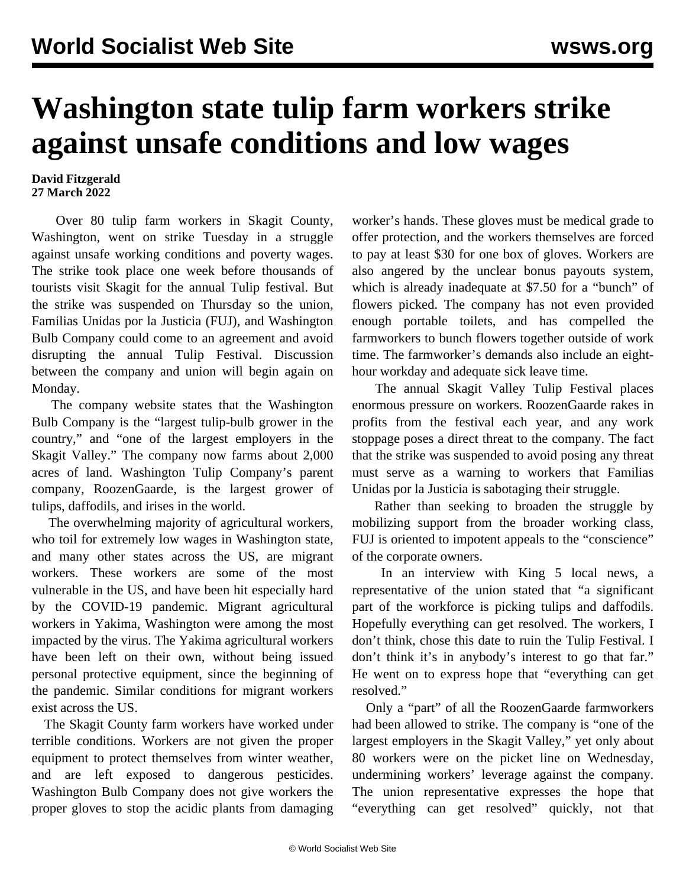# Washington state tulip farm workers strike against unsafe conditions and low wages

**David Fitzgerald**
**27 March 2022**

Over 80 tulip farm workers in Skagit County, Washington, went on strike Tuesday in a struggle against unsafe working conditions and poverty wages. The strike took place one week before thousands of tourists visit Skagit for the annual Tulip festival. But the strike was suspended on Thursday so the union, Familias Unidas por la Justicia (FUJ), and Washington Bulb Company could come to an agreement and avoid disrupting the annual Tulip Festival. Discussion between the company and union will begin again on Monday.

The company website states that the Washington Bulb Company is the "largest tulip-bulb grower in the country," and "one of the largest employers in the Skagit Valley." The company now farms about 2,000 acres of land. Washington Tulip Company's parent company, RoozenGaarde, is the largest grower of tulips, daffodils, and irises in the world.

The overwhelming majority of agricultural workers, who toil for extremely low wages in Washington state, and many other states across the US, are migrant workers. These workers are some of the most vulnerable in the US, and have been hit especially hard by the COVID-19 pandemic. Migrant agricultural workers in Yakima, Washington were among the most impacted by the virus. The Yakima agricultural workers have been left on their own, without being issued personal protective equipment, since the beginning of the pandemic. Similar conditions for migrant workers exist across the US.

The Skagit County farm workers have worked under terrible conditions. Workers are not given the proper equipment to protect themselves from winter weather, and are left exposed to dangerous pesticides. Washington Bulb Company does not give workers the proper gloves to stop the acidic plants from damaging worker's hands. These gloves must be medical grade to offer protection, and the workers themselves are forced to pay at least $30 for one box of gloves. Workers are also angered by the unclear bonus payouts system, which is already inadequate at $7.50 for a "bunch" of flowers picked. The company has not even provided enough portable toilets, and has compelled the farmworkers to bunch flowers together outside of work time. The farmworker's demands also include an eight-hour workday and adequate sick leave time.

The annual Skagit Valley Tulip Festival places enormous pressure on workers. RoozenGaarde rakes in profits from the festival each year, and any work stoppage poses a direct threat to the company. The fact that the strike was suspended to avoid posing any threat must serve as a warning to workers that Familias Unidas por la Justicia is sabotaging their struggle.

Rather than seeking to broaden the struggle by mobilizing support from the broader working class, FUJ is oriented to impotent appeals to the "conscience" of the corporate owners.

In an interview with King 5 local news, a representative of the union stated that "a significant part of the workforce is picking tulips and daffodils. Hopefully everything can get resolved. The workers, I don't think, chose this date to ruin the Tulip Festival. I don't think it's in anybody's interest to go that far." He went on to express hope that "everything can get resolved."

Only a "part" of all the RoozenGaarde farmworkers had been allowed to strike. The company is "one of the largest employers in the Skagit Valley," yet only about 80 workers were on the picket line on Wednesday, undermining workers' leverage against the company. The union representative expresses the hope that "everything can get resolved" quickly, not that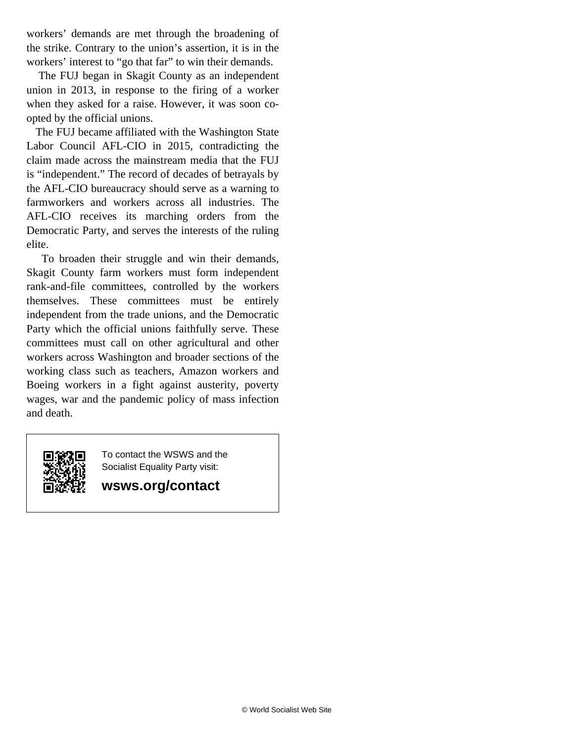workers' demands are met through the broadening of the strike. Contrary to the union's assertion, it is in the workers' interest to "go that far" to win their demands.

The FUJ began in Skagit County as an independent union in 2013, in response to the firing of a worker when they asked for a raise. However, it was soon co-opted by the official unions.

The FUJ became affiliated with the Washington State Labor Council AFL-CIO in 2015, contradicting the claim made across the mainstream media that the FUJ is "independent." The record of decades of betrayals by the AFL-CIO bureaucracy should serve as a warning to farmworkers and workers across all industries. The AFL-CIO receives its marching orders from the Democratic Party, and serves the interests of the ruling elite.

To broaden their struggle and win their demands, Skagit County farm workers must form independent rank-and-file committees, controlled by the workers themselves. These committees must be entirely independent from the trade unions, and the Democratic Party which the official unions faithfully serve. These committees must call on other agricultural and other workers across Washington and broader sections of the working class such as teachers, Amazon workers and Boeing workers in a fight against austerity, poverty wages, war and the pandemic policy of mass infection and death.

To contact the WSWS and the Socialist Equality Party visit:

**wsws.org/contact**